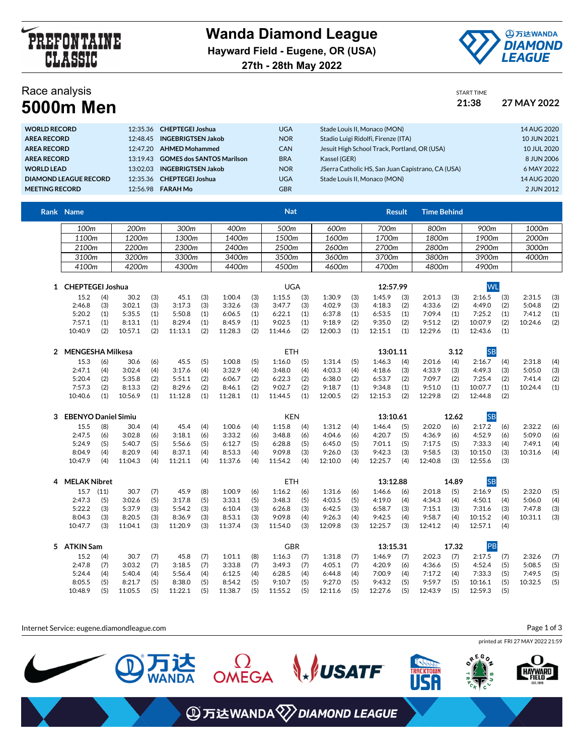# Wanda Diamond League

**Hayward Field - Eugene, OR (USA)**
**27th - 28th May 2022**

## Race analysis
# 5000m Men

START TIME **21:38** **27 MAY 2022**

| | | | | | |
|---|---|---|---|---|---|
| **WORLD RECORD** | 12:35.36 | **CHEPTEGEI Joshua** | UGA | Stade Louis II, Monaco (MON) | 14 AUG 2020 |
| **AREA RECORD** | 12:48.45 | **INGEBRIGTSEN Jakob** | NOR | Stadio Luigi Ridolfi, Firenze (ITA) | 10 JUN 2021 |
| **AREA RECORD** | 12:47.20 | **AHMED Mohammed** | CAN | Jesuit High School Track, Portland, OR (USA) | 10 JUL 2020 |
| **AREA RECORD** | 13:19.43 | **GOMES dos SANTOS Marilson** | BRA | Kassel (GER) | 8 JUN 2006 |
| **WORLD LEAD** | 13:02.03 | **INGEBRIGTSEN Jakob** | NOR | JSerra Catholic HS, San Juan Capistrano, CA (USA) | 6 MAY 2022 |
| **DIAMOND LEAGUE RECORD** | 12:35.36 | **CHEPTEGEI Joshua** | UGA | Stade Louis II, Monaco (MON) | 14 AUG 2020 |
| **MEETING RECORD** | 12:56.98 | **FARAH Mo** | GBR | | 2 JUN 2012 |

| Rank | Name | Nat | Result | Time Behind |
|---|---|---|---|---|

| | | | | | | | | | |
|---|---|---|---|---|---|---|---|---|---|
| 100m | 200m | 300m | 400m | 500m | 600m | 700m | 800m | 900m | 1000m |
| 1100m | 1200m | 1300m | 1400m | 1500m | 1600m | 1700m | 1800m | 1900m | 2000m |
| 2100m | 2200m | 2300m | 2400m | 2500m | 2600m | 2700m | 2800m | 2900m | 3000m |
| 3100m | 3200m | 3300m | 3400m | 3500m | 3600m | 3700m | 3800m | 3900m | 4000m |
| 4100m | 4200m | 4300m | 4400m | 4500m | 4600m | 4700m | 4800m | 4900m | |

**1 CHEPTEGEI Joshua** — UGA — **12:57.99** — WL

| | | | | | | | | | |
|---|---|---|---|---|---|---|---|---|---|
| 15.2 (4) | 30.2 (3) | 45.1 (3) | 1:00.4 (3) | 1:15.5 (3) | 1:30.9 (3) | 1:45.9 (3) | 2:01.3 (3) | 2:16.5 (3) | 2:31.5 (3) |
| 2:46.8 (3) | 3:02.1 (3) | 3:17.3 (3) | 3:32.6 (3) | 3:47.7 (3) | 4:02.9 (3) | 4:18.3 (2) | 4:33.6 (2) | 4:49.0 (2) | 5:04.8 (2) |
| 5:20.2 (1) | 5:35.5 (1) | 5:50.8 (1) | 6:06.5 (1) | 6:22.1 (1) | 6:37.8 (1) | 6:53.5 (1) | 7:09.4 (1) | 7:25.2 (1) | 7:41.2 (1) |
| 7:57.1 (1) | 8:13.1 (1) | 8:29.4 (1) | 8:45.9 (1) | 9:02.5 (1) | 9:18.9 (2) | 9:35.0 (2) | 9:51.2 (2) | 10:07.9 (2) | 10:24.6 (2) |
| 10:40.9 (2) | 10:57.1 (2) | 11:13.1 (2) | 11:28.3 (2) | 11:44.6 (2) | 12:00.3 (1) | 12:15.1 (1) | 12:29.6 (1) | 12:43.6 (1) | |

**2 MENGESHA Milkesa** — ETH — **13:01.11** — 3.12 — SB

| | | | | | | | | | |
|---|---|---|---|---|---|---|---|---|---|
| 15.3 (6) | 30.6 (6) | 45.5 (5) | 1:00.8 (5) | 1:16.0 (5) | 1:31.4 (5) | 1:46.3 (4) | 2:01.6 (4) | 2:16.7 (4) | 2:31.8 (4) |
| 2:47.1 (4) | 3:02.4 (4) | 3:17.6 (4) | 3:32.9 (4) | 3:48.0 (4) | 4:03.3 (4) | 4:18.6 (3) | 4:33.9 (3) | 4:49.3 (3) | 5:05.0 (3) |
| 5:20.4 (2) | 5:35.8 (2) | 5:51.1 (2) | 6:06.7 (2) | 6:22.3 (2) | 6:38.0 (2) | 6:53.7 (2) | 7:09.7 (2) | 7:25.4 (2) | 7:41.4 (2) |
| 7:57.3 (2) | 8:13.3 (2) | 8:29.6 (2) | 8:46.1 (2) | 9:02.7 (2) | 9:18.7 (1) | 9:34.8 (1) | 9:51.0 (1) | 10:07.7 (1) | 10:24.4 (1) |
| 10:40.6 (1) | 10:56.9 (1) | 11:12.8 (1) | 11:28.1 (1) | 11:44.5 (1) | 12:00.5 (2) | 12:15.3 (2) | 12:29.8 (2) | 12:44.8 (2) | |

**3 EBENYO Daniel Simiu** — KEN — **13:10.61** — 12.62 — SB

| | | | | | | | | | |
|---|---|---|---|---|---|---|---|---|---|
| 15.5 (8) | 30.4 (4) | 45.4 (4) | 1:00.6 (4) | 1:15.8 (4) | 1:31.2 (4) | 1:46.4 (5) | 2:02.0 (6) | 2:17.2 (6) | 2:32.2 (6) |
| 2:47.5 (6) | 3:02.8 (6) | 3:18.1 (6) | 3:33.2 (6) | 3:48.8 (6) | 4:04.6 (6) | 4:20.7 (5) | 4:36.9 (6) | 4:52.9 (6) | 5:09.0 (6) |
| 5:24.9 (5) | 5:40.7 (5) | 5:56.6 (5) | 6:12.7 (5) | 6:28.8 (5) | 6:45.0 (5) | 7:01.1 (5) | 7:17.5 (5) | 7:33.3 (4) | 7:49.1 (4) |
| 8:04.9 (4) | 8:20.9 (4) | 8:37.1 (4) | 8:53.3 (4) | 9:09.8 (3) | 9:26.0 (3) | 9:42.3 (3) | 9:58.5 (3) | 10:15.0 (3) | 10:31.6 (4) |
| 10:47.9 (4) | 11:04.3 (4) | 11:21.1 (4) | 11:37.6 (4) | 11:54.2 (4) | 12:10.0 (4) | 12:25.7 (4) | 12:40.8 (3) | 12:55.6 (3) | |

**4 MELAK Nibret** — ETH — **13:12.88** — 14.89 — SB

| | | | | | | | | | |
|---|---|---|---|---|---|---|---|---|---|
| 15.7 (11) | 30.7 (7) | 45.9 (8) | 1:00.9 (6) | 1:16.2 (6) | 1:31.6 (6) | 1:46.6 (6) | 2:01.8 (5) | 2:16.9 (5) | 2:32.0 (5) |
| 2:47.3 (5) | 3:02.6 (5) | 3:17.8 (5) | 3:33.1 (5) | 3:48.3 (5) | 4:03.5 (5) | 4:19.0 (4) | 4:34.3 (4) | 4:50.1 (4) | 5:06.0 (4) |
| 5:22.2 (3) | 5:37.9 (3) | 5:54.2 (3) | 6:10.4 (3) | 6:26.8 (3) | 6:42.5 (3) | 6:58.7 (3) | 7:15.1 (3) | 7:31.6 (3) | 7:47.8 (3) |
| 8:04.3 (3) | 8:20.5 (3) | 8:36.9 (3) | 8:53.1 (3) | 9:09.8 (4) | 9:26.3 (4) | 9:42.5 (4) | 9:58.7 (4) | 10:15.2 (4) | 10:31.1 (3) |
| 10:47.7 (3) | 11:04.1 (3) | 11:20.9 (3) | 11:37.4 (3) | 11:54.0 (3) | 12:09.8 (3) | 12:25.7 (3) | 12:41.2 (4) | 12:57.1 (4) | |

**5 ATKIN Sam** — GBR — **13:15.31** — 17.32 — PB

| | | | | | | | | | |
|---|---|---|---|---|---|---|---|---|---|
| 15.2 (4) | 30.7 (7) | 45.8 (7) | 1:01.1 (8) | 1:16.3 (7) | 1:31.8 (7) | 1:46.9 (7) | 2:02.3 (7) | 2:17.5 (7) | 2:32.6 (7) |
| 2:47.8 (7) | 3:03.2 (7) | 3:18.5 (7) | 3:33.8 (7) | 3:49.3 (7) | 4:05.1 (7) | 4:20.9 (6) | 4:36.6 (5) | 4:52.4 (5) | 5:08.5 (5) |
| 5:24.4 (4) | 5:40.4 (4) | 5:56.4 (4) | 6:12.5 (4) | 6:28.5 (4) | 6:44.8 (4) | 7:00.9 (4) | 7:17.2 (4) | 7:33.3 (5) | 7:49.5 (5) |
| 8:05.5 (5) | 8:21.7 (5) | 8:38.0 (5) | 8:54.2 (5) | 9:10.7 (5) | 9:27.0 (5) | 9:43.2 (5) | 9:59.7 (5) | 10:16.1 (5) | 10:32.5 (5) |
| 10:48.9 (5) | 11:05.5 (5) | 11:22.1 (5) | 11:38.7 (5) | 11:55.2 (5) | 12:11.6 (5) | 12:27.6 (5) | 12:43.9 (5) | 12:59.3 (5) | |

Internet Service: eugene.diamondleague.com

printed at FRI 27 MAY 2022 21:59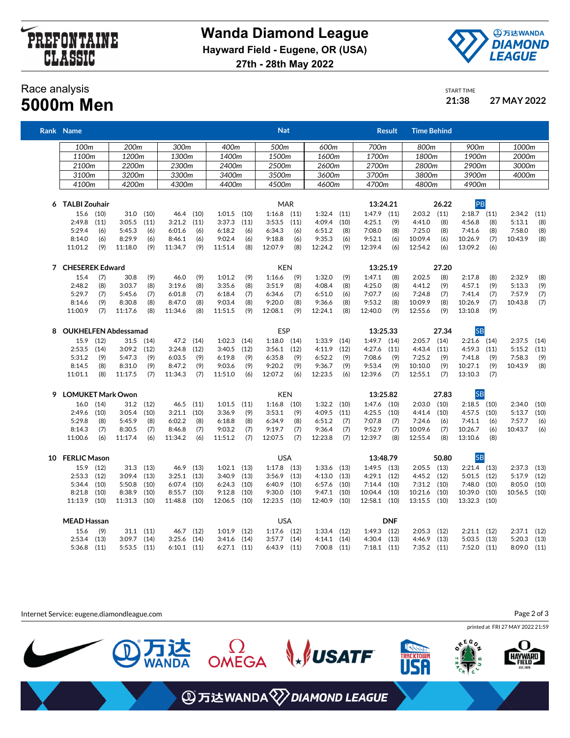# Wanda Diamond League

**Hayward Field - Eugene, OR (USA)**

**27th - 28th May 2022**

## Race analysis
# 5000m Men

START TIME **21:38** **27 MAY 2022**

| Rank | Name | Nat | Result | Time Behind | |
|---|---|---|---|---|---|

| 100m | 200m | 300m | 400m | 500m | 600m | 700m | 800m | 900m | 1000m |
|---|---|---|---|---|---|---|---|---|---|
| 1100m | 1200m | 1300m | 1400m | 1500m | 1600m | 1700m | 1800m | 1900m | 2000m |
| 2100m | 2200m | 2300m | 2400m | 2500m | 2600m | 2700m | 2800m | 2900m | 3000m |
| 3100m | 3200m | 3300m | 3400m | 3500m | 3600m | 3700m | 3800m | 3900m | 4000m |
| 4100m | 4200m | 4300m | 4400m | 4500m | 4600m | 4700m | 4800m | 4900m | |

**6 TALBI Zouhair** — MAR — **13:24.21** — **26.22** — PB

| | | | | | | | | | |
|---|---|---|---|---|---|---|---|---|---|
| 15.6 (10) | 31.0 (10) | 46.4 (10) | 1:01.5 (10) | 1:16.8 (11) | 1:32.4 (11) | 1:47.9 (11) | 2:03.2 (11) | 2:18.7 (11) | 2:34.2 (11) |
| 2:49.8 (11) | 3:05.5 (11) | 3:21.2 (11) | 3:37.3 (11) | 3:53.5 (11) | 4:09.4 (10) | 4:25.1 (9) | 4:41.0 (8) | 4:56.8 (8) | 5:13.1 (8) |
| 5:29.4 (6) | 5:45.3 (6) | 6:01.6 (6) | 6:18.2 (6) | 6:34.3 (6) | 6:51.2 (8) | 7:08.0 (8) | 7:25.0 (8) | 7:41.6 (8) | 7:58.0 (8) |
| 8:14.0 (6) | 8:29.9 (6) | 8:46.1 (6) | 9:02.4 (6) | 9:18.8 (6) | 9:35.3 (6) | 9:52.1 (6) | 10:09.4 (6) | 10:26.9 (7) | 10:43.9 (8) |
| 11:01.2 (9) | 11:18.0 (9) | 11:34.7 (9) | 11:51.4 (8) | 12:07.9 (8) | 12:24.2 (9) | 12:39.4 (6) | 12:54.2 (6) | 13:09.2 (6) | |

**7 CHESEREK Edward** — KEN — **13:25.19** — **27.20**

| | | | | | | | | | |
|---|---|---|---|---|---|---|---|---|---|
| 15.4 (7) | 30.8 (9) | 46.0 (9) | 1:01.2 (9) | 1:16.6 (9) | 1:32.0 (9) | 1:47.1 (8) | 2:02.5 (8) | 2:17.8 (8) | 2:32.9 (8) |
| 2:48.2 (8) | 3:03.7 (8) | 3:19.6 (8) | 3:35.6 (8) | 3:51.9 (8) | 4:08.4 (8) | 4:25.0 (8) | 4:41.2 (9) | 4:57.1 (9) | 5:13.3 (9) |
| 5:29.7 (7) | 5:45.6 (7) | 6:01.8 (7) | 6:18.4 (7) | 6:34.6 (7) | 6:51.0 (6) | 7:07.7 (6) | 7:24.8 (7) | 7:41.4 (7) | 7:57.9 (7) |
| 8:14.6 (9) | 8:30.8 (8) | 8:47.0 (8) | 9:03.4 (8) | 9:20.0 (8) | 9:36.6 (8) | 9:53.2 (8) | 10:09.9 (8) | 10:26.9 (7) | 10:43.8 (7) |
| 11:00.9 (7) | 11:17.6 (8) | 11:34.6 (8) | 11:51.5 (9) | 12:08.1 (9) | 12:24.1 (8) | 12:40.0 (9) | 12:55.6 (9) | 13:10.8 (9) | |

**8 OUKHELFEN Abdessamad** — ESP — **13:25.33** — **27.34** — SB

| | | | | | | | | | |
|---|---|---|---|---|---|---|---|---|---|
| 15.9 (12) | 31.5 (14) | 47.2 (14) | 1:02.3 (14) | 1:18.0 (14) | 1:33.9 (14) | 1:49.7 (14) | 2:05.7 (14) | 2:21.6 (14) | 2:37.5 (14) |
| 2:53.5 (14) | 3:09.2 (12) | 3:24.8 (12) | 3:40.5 (12) | 3:56.1 (12) | 4:11.9 (12) | 4:27.6 (11) | 4:43.4 (11) | 4:59.3 (11) | 5:15.2 (11) |
| 5:31.2 (9) | 5:47.3 (9) | 6:03.5 (9) | 6:19.8 (9) | 6:35.8 (9) | 6:52.2 (9) | 7:08.6 (9) | 7:25.2 (9) | 7:41.8 (9) | 7:58.3 (9) |
| 8:14.5 (8) | 8:31.0 (9) | 8:47.2 (9) | 9:03.6 (9) | 9:20.2 (9) | 9:36.7 (9) | 9:53.4 (9) | 10:10.0 (9) | 10:27.1 (9) | 10:43.9 (8) |
| 11:01.1 (8) | 11:17.5 (7) | 11:34.3 (7) | 11:51.0 (6) | 12:07.2 (6) | 12:23.5 (6) | 12:39.6 (7) | 12:55.1 (7) | 13:10.3 (7) | |

**9 LOMUKET Mark Owon** — KEN — **13:25.82** — **27.83** — SB

| | | | | | | | | | |
|---|---|---|---|---|---|---|---|---|---|
| 16.0 (14) | 31.2 (12) | 46.5 (11) | 1:01.5 (11) | 1:16.8 (10) | 1:32.2 (10) | 1:47.6 (10) | 2:03.0 (10) | 2:18.5 (10) | 2:34.0 (10) |
| 2:49.6 (10) | 3:05.4 (10) | 3:21.1 (10) | 3:36.9 (9) | 3:53.1 (9) | 4:09.5 (11) | 4:25.5 (10) | 4:41.4 (10) | 4:57.5 (10) | 5:13.7 (10) |
| 5:29.8 (8) | 5:45.9 (8) | 6:02.2 (8) | 6:18.8 (8) | 6:34.9 (8) | 6:51.2 (7) | 7:07.8 (7) | 7:24.6 (6) | 7:41.1 (6) | 7:57.7 (6) |
| 8:14.3 (7) | 8:30.5 (7) | 8:46.8 (7) | 9:03.2 (7) | 9:19.7 (7) | 9:36.4 (7) | 9:52.9 (7) | 10:09.6 (7) | 10:26.7 (6) | 10:43.7 (6) |
| 11:00.6 (6) | 11:17.4 (6) | 11:34.2 (6) | 11:51.2 (7) | 12:07.5 (7) | 12:23.8 (7) | 12:39.7 (8) | 12:55.4 (8) | 13:10.6 (8) | |

**10 FERLIC Mason** — USA — **13:48.79** — **50.80** — SB

| | | | | | | | | | |
|---|---|---|---|---|---|---|---|---|---|
| 15.9 (12) | 31.3 (13) | 46.9 (13) | 1:02.1 (13) | 1:17.8 (13) | 1:33.6 (13) | 1:49.5 (13) | 2:05.5 (13) | 2:21.4 (13) | 2:37.3 (13) |
| 2:53.3 (12) | 3:09.4 (13) | 3:25.1 (13) | 3:40.9 (13) | 3:56.9 (13) | 4:13.0 (13) | 4:29.1 (12) | 4:45.2 (12) | 5:01.5 (12) | 5:17.9 (12) |
| 5:34.4 (10) | 5:50.8 (10) | 6:07.4 (10) | 6:24.3 (10) | 6:40.9 (10) | 6:57.6 (10) | 7:14.4 (10) | 7:31.2 (10) | 7:48.0 (10) | 8:05.0 (10) |
| 8:21.8 (10) | 8:38.9 (10) | 8:55.7 (10) | 9:12.8 (10) | 9:30.0 (10) | 9:47.1 (10) | 10:04.4 (10) | 10:21.6 (10) | 10:39.0 (10) | 10:56.5 (10) |
| 11:13.9 (10) | 11:31.3 (10) | 11:48.8 (10) | 12:06.5 (10) | 12:23.5 (10) | 12:40.9 (10) | 12:58.1 (10) | 13:15.5 (10) | 13:32.3 (10) | |

**MEAD Hassan** — USA — **DNF**

| | | | | | | | | | |
|---|---|---|---|---|---|---|---|---|---|
| 15.6 (9) | 31.1 (11) | 46.7 (12) | 1:01.9 (12) | 1:17.6 (12) | 1:33.4 (12) | 1:49.3 (12) | 2:05.3 (12) | 2:21.1 (12) | 2:37.1 (12) |
| 2:53.4 (13) | 3:09.7 (14) | 3:25.6 (14) | 3:41.6 (14) | 3:57.7 (14) | 4:14.1 (14) | 4:30.4 (13) | 4:46.9 (13) | 5:03.5 (13) | 5:20.3 (13) |
| 5:36.8 (11) | 5:53.5 (11) | 6:10.1 (11) | 6:27.1 (11) | 6:43.9 (11) | 7:00.8 (11) | 7:18.1 (11) | 7:35.2 (11) | 7:52.0 (11) | 8:09.0 (11) |

Internet Service: eugene.diamondleague.com

printed at FRI 27 MAY 2022 21:59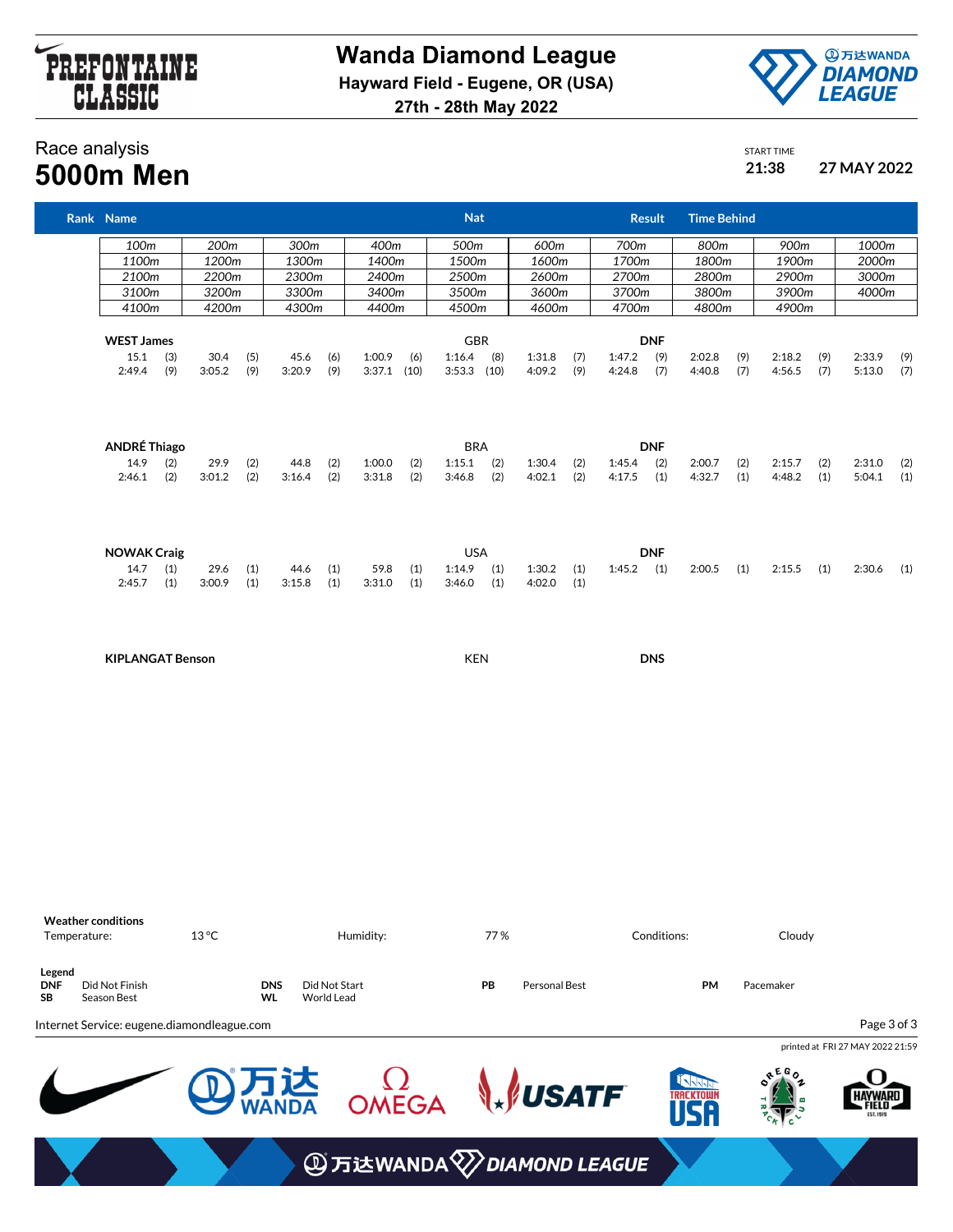# Wanda Diamond League

**Hayward Field - Eugene, OR (USA)**
**27th - 28th May 2022**

Race analysis

## 5000m Men

START TIME
**21:38** **27 MAY 2022**

| Rank | Name | Nat | Result | Time Behind |
|---|---|---|---|---|

| | | | | | | | | | |
|---|---|---|---|---|---|---|---|---|---|
| 100m | 200m | 300m | 400m | 500m | 600m | 700m | 800m | 900m | 1000m |
| 1100m | 1200m | 1300m | 1400m | 1500m | 1600m | 1700m | 1800m | 1900m | 2000m |
| 2100m | 2200m | 2300m | 2400m | 2500m | 2600m | 2700m | 2800m | 2900m | 3000m |
| 3100m | 3200m | 3300m | 3400m | 3500m | 3600m | 3700m | 3800m | 3900m | 4000m |
| 4100m | 4200m | 4300m | 4400m | 4500m | 4600m | 4700m | 4800m | 4900m | |

**WEST James** GBR **DNF**

| | | | | | | | | | |
|---|---|---|---|---|---|---|---|---|---|
| 15.1 (3) | 30.4 (5) | 45.6 (6) | 1:00.9 (6) | 1:16.4 (8) | 1:31.8 (7) | 1:47.2 (9) | 2:02.8 (9) | 2:18.2 (9) | 2:33.9 (9) |
| 2:49.4 (9) | 3:05.2 (9) | 3:20.9 (9) | 3:37.1 (10) | 3:53.3 (10) | 4:09.2 (9) | 4:24.8 (7) | 4:40.8 (7) | 4:56.5 (7) | 5:13.0 (7) |

**ANDRÉ Thiago** BRA **DNF**

| | | | | | | | | | |
|---|---|---|---|---|---|---|---|---|---|
| 14.9 (2) | 29.9 (2) | 44.8 (2) | 1:00.0 (2) | 1:15.1 (2) | 1:30.4 (2) | 1:45.4 (2) | 2:00.7 (2) | 2:15.7 (2) | 2:31.0 (2) |
| 2:46.1 (2) | 3:01.2 (2) | 3:16.4 (2) | 3:31.8 (2) | 3:46.8 (2) | 4:02.1 (2) | 4:17.5 (1) | 4:32.7 (1) | 4:48.2 (1) | 5:04.1 (1) |

**NOWAK Craig** USA **DNF**

| | | | | | | | | | |
|---|---|---|---|---|---|---|---|---|---|
| 14.7 (1) | 29.6 (1) | 44.6 (1) | 59.8 (1) | 1:14.9 (1) | 1:30.2 (1) | 1:45.2 (1) | 2:00.5 (1) | 2:15.5 (1) | 2:30.6 (1) |
| 2:45.7 (1) | 3:00.9 (1) | 3:15.8 (1) | 3:31.0 (1) | 3:46.0 (1) | 4:02.0 (1) | | | | |

**KIPLANGAT Benson** KEN **DNS**

**Weather conditions**

| | | | | | |
|---|---|---|---|---|---|
| Temperature: | 13 °C | Humidity: | 77 % | Conditions: | Cloudy |

**Legend**

| | | | | | | | |
|---|---|---|---|---|---|---|---|
| **DNF** | Did Not Finish | **DNS** | Did Not Start | **PB** | Personal Best | **PM** | Pacemaker |
| **SB** | Season Best | **WL** | World Lead | | | | |

Internet Service: eugene.diamondleague.com

printed at FRI 27 MAY 2022 21:59